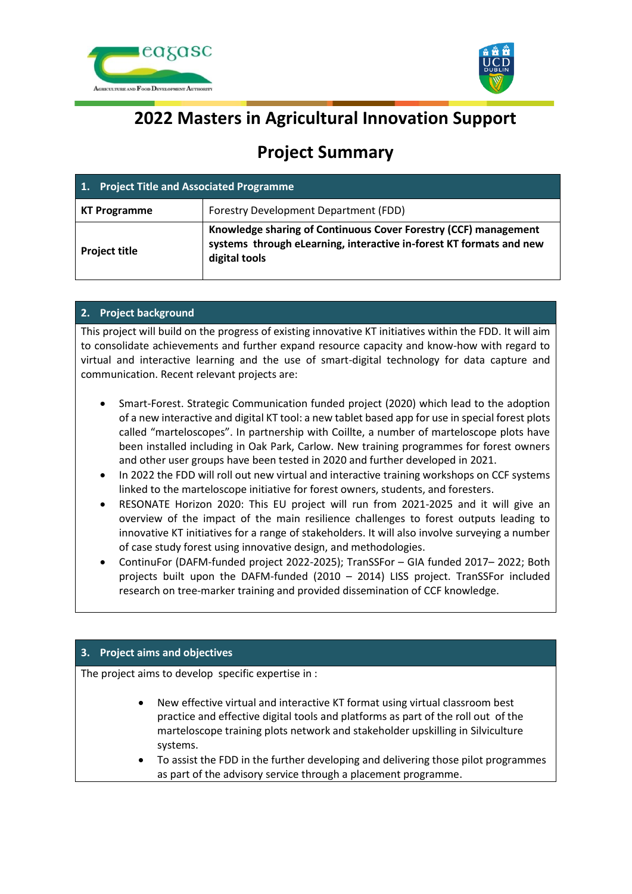# 2022 Masters in Agricultural Innovation Support

## Project Summary

| 1. Project Title and Associated Programme | |
|---|---|
| **KT Programme** | Forestry Development Department (FDD) |
| **Project title** | **Knowledge sharing of Continuous Cover Forestry (CCF) management systems through eLearning, interactive in-forest KT formats and new digital tools** |

### 2. Project background

This project will build on the progress of existing innovative KT initiatives within the FDD. It will aim to consolidate achievements and further expand resource capacity and know-how with regard to virtual and interactive learning and the use of smart-digital technology for data capture and communication. Recent relevant projects are:

- Smart-Forest. Strategic Communication funded project (2020) which lead to the adoption of a new interactive and digital KT tool: a new tablet based app for use in special forest plots called "marteloscopes". In partnership with Coillte, a number of marteloscope plots have been installed including in Oak Park, Carlow. New training programmes for forest owners and other user groups have been tested in 2020 and further developed in 2021.
- In 2022 the FDD will roll out new virtual and interactive training workshops on CCF systems linked to the marteloscope initiative for forest owners, students, and foresters.
- RESONATE Horizon 2020: This EU project will run from 2021-2025 and it will give an overview of the impact of the main resilience challenges to forest outputs leading to innovative KT initiatives for a range of stakeholders. It will also involve surveying a number of case study forest using innovative design, and methodologies.
- ContinuFor (DAFM-funded project 2022-2025); TranSSFor – GIA funded 2017– 2022; Both projects built upon the DAFM-funded (2010 – 2014) LISS project. TranSSFor included research on tree-marker training and provided dissemination of CCF knowledge.

### 3. Project aims and objectives

The project aims to develop specific expertise in :

- New effective virtual and interactive KT format using virtual classroom best practice and effective digital tools and platforms as part of the roll out of the marteloscope training plots network and stakeholder upskilling in Silviculture systems.
- To assist the FDD in the further developing and delivering those pilot programmes as part of the advisory service through a placement programme.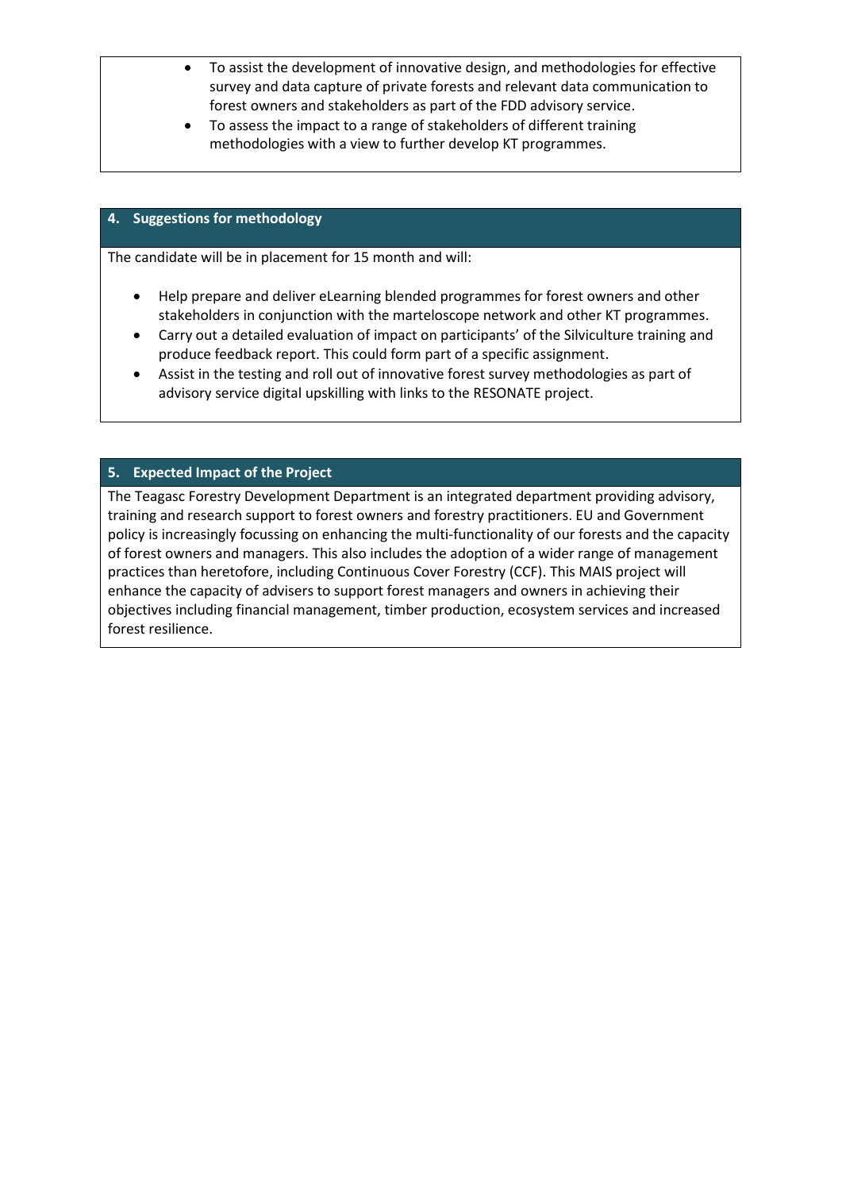- To assist the development of innovative design, and methodologies for effective survey and data capture of private forests and relevant data communication to forest owners and stakeholders as part of the FDD advisory service.
- To assess the impact to a range of stakeholders of different training methodologies with a view to further develop KT programmes.

## 4. Suggestions for methodology

The candidate will be in placement for 15 month and will:

- Help prepare and deliver eLearning blended programmes for forest owners and other stakeholders in conjunction with the marteloscope network and other KT programmes.
- Carry out a detailed evaluation of impact on participants' of the Silviculture training and produce feedback report. This could form part of a specific assignment.
- Assist in the testing and roll out of innovative forest survey methodologies as part of advisory service digital upskilling with links to the RESONATE project.

## 5. Expected Impact of the Project

The Teagasc Forestry Development Department is an integrated department providing advisory, training and research support to forest owners and forestry practitioners. EU and Government policy is increasingly focussing on enhancing the multi-functionality of our forests and the capacity of forest owners and managers. This also includes the adoption of a wider range of management practices than heretofore, including Continuous Cover Forestry (CCF). This MAIS project will enhance the capacity of advisers to support forest managers and owners in achieving their objectives including financial management, timber production, ecosystem services and increased forest resilience.